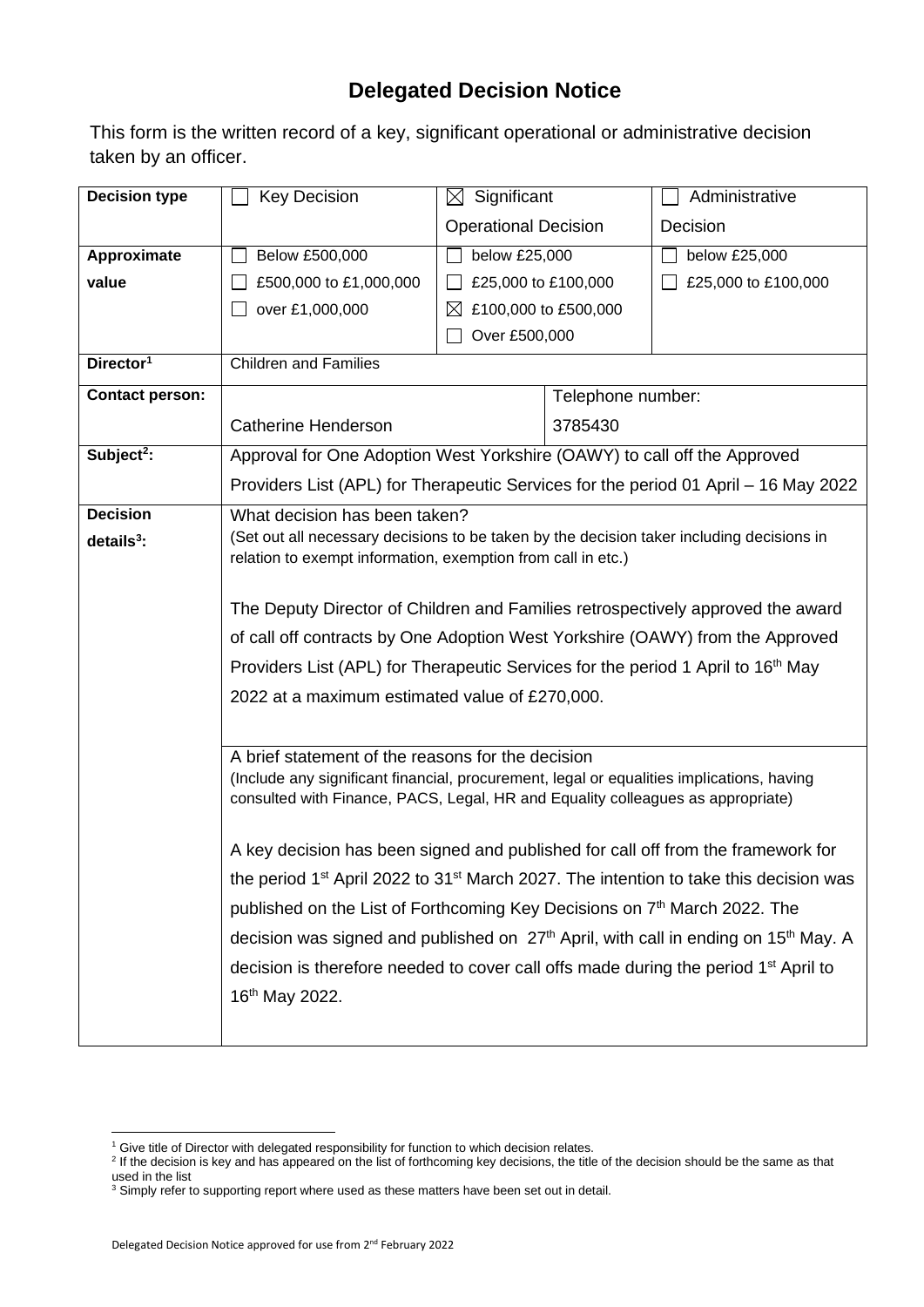# Delegated Decision Notice

This form is the written record of a key, significant operational or administrative decision taken by an officer.

| **Decision type** | ☐ Key Decision | ☒ Significant Operational Decision | | ☐ Administrative Decision |
|---|---|---|---|---|
| **Approximate value** | ☐ Below £500,000<br>☐ £500,000 to £1,000,000<br>☐ over £1,000,000 | ☐ below £25,000<br>☐ £25,000 to £100,000<br>☒ £100,000 to £500,000<br>☐ Over £500,000 | | ☐ below £25,000<br>☐ £25,000 to £100,000 |
| **Director**[1] | Children and Families | | | |
| **Contact person:** | Catherine Henderson | | Telephone number:<br>3785430 | |
| **Subject**[2]**:** | Approval for One Adoption West Yorkshire (OAWY) to call off the Approved Providers List (APL) for Therapeutic Services for the period 01 April – 16 May 2022 | | | |
| **Decision details**[3]**:** | What decision has been taken?<br>(Set out all necessary decisions to be taken by the decision taker including decisions in relation to exempt information, exemption from call in etc.)<br><br>The Deputy Director of Children and Families retrospectively approved the award of call off contracts by One Adoption West Yorkshire (OAWY) from the Approved Providers List (APL) for Therapeutic Services for the period 1 April to 16th May 2022 at a maximum estimated value of £270,000. | | | |
| | A brief statement of the reasons for the decision<br>(Include any significant financial, procurement, legal or equalities implications, having consulted with Finance, PACS, Legal, HR and Equality colleagues as appropriate)<br><br>A key decision has been signed and published for call off from the framework for the period 1st April 2022 to 31st March 2027. The intention to take this decision was published on the List of Forthcoming Key Decisions on 7th March 2022. The decision was signed and published on 27th April, with call in ending on 15th May. A decision is therefore needed to cover call offs made during the period 1st April to 16th May 2022. | | | |

[1] Give title of Director with delegated responsibility for function to which decision relates.

[2] If the decision is key and has appeared on the list of forthcoming key decisions, the title of the decision should be the same as that used in the list

[3] Simply refer to supporting report where used as these matters have been set out in detail.

Delegated Decision Notice approved for use from 2nd February 2022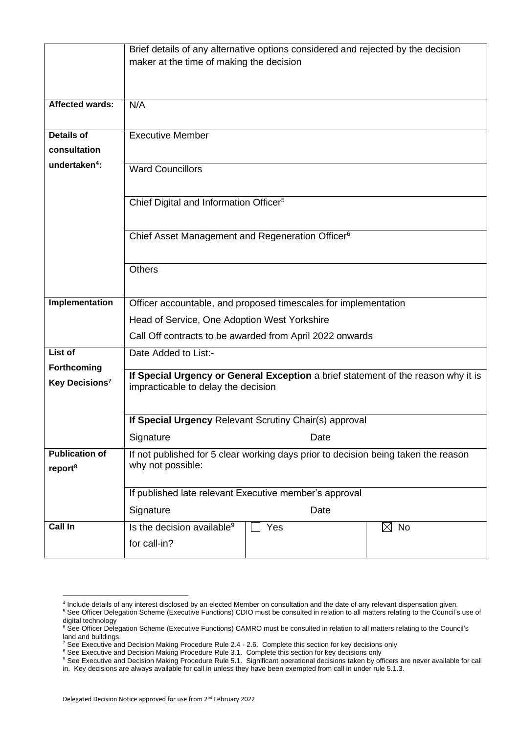| | | | |
|---|---|---|---|
| | Brief details of any alternative options considered and rejected by the decision maker at the time of making the decision | | |
| **Affected wards:** | N/A | | |
| **Details of consultation undertaken[4]:** | Executive Member | | |
| | Ward Councillors | | |
| | Chief Digital and Information Officer[5] | | |
| | Chief Asset Management and Regeneration Officer[6] | | |
| | Others | | |
| **Implementation** | Officer accountable, and proposed timescales for implementation<br>Head of Service, One Adoption West Yorkshire<br>Call Off contracts to be awarded from April 2022 onwards | | |
| **List of Forthcoming Key Decisions[7]** | Date Added to List:- | | |
| | **If Special Urgency or General Exception** a brief statement of the reason why it is impracticable to delay the decision | | |
| | **If Special Urgency** Relevant Scrutiny Chair(s) approval<br>Signature Date | | |
| **Publication of report[8]** | If not published for 5 clear working days prior to decision being taken the reason why not possible: | | |
| | If published late relevant Executive member's approval<br>Signature Date | | |
| **Call In** | Is the decision available[9] for call-in? | ☐ Yes | ☒ No |

[4] Include details of any interest disclosed by an elected Member on consultation and the date of any relevant dispensation given.
[5] See Officer Delegation Scheme (Executive Functions) CDIO must be consulted in relation to all matters relating to the Council's use of digital technology
[6] See Officer Delegation Scheme (Executive Functions) CAMRO must be consulted in relation to all matters relating to the Council's land and buildings.
[7] See Executive and Decision Making Procedure Rule 2.4 - 2.6. Complete this section for key decisions only
[8] See Executive and Decision Making Procedure Rule 3.1. Complete this section for key decisions only
[9] See Executive and Decision Making Procedure Rule 5.1. Significant operational decisions taken by officers are never available for call in. Key decisions are always available for call in unless they have been exempted from call in under rule 5.1.3.

Delegated Decision Notice approved for use from 2nd February 2022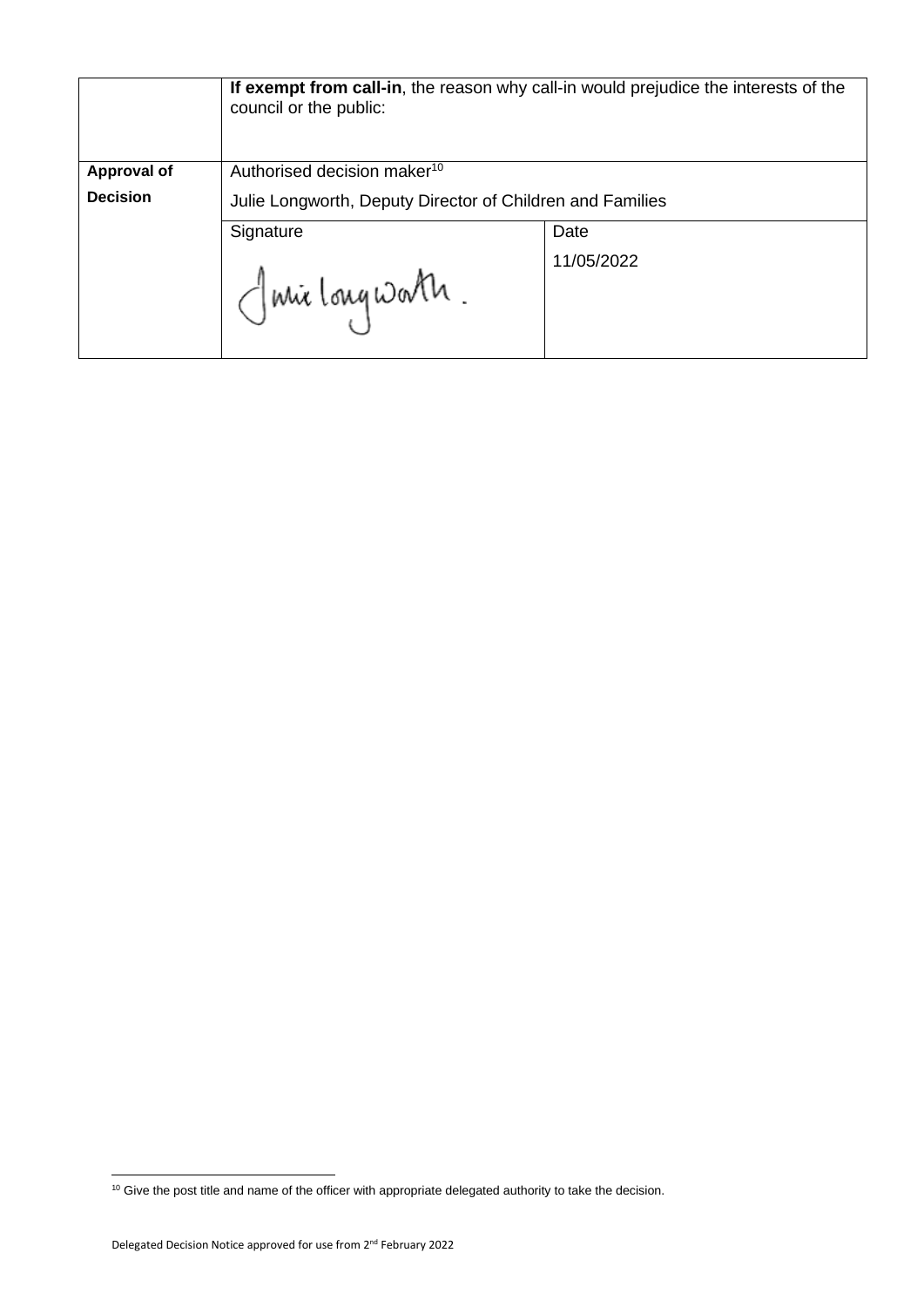| | | |
|---|---|---|
| | **If exempt from call-in**, the reason why call-in would prejudice the interests of the council or the public: | |
| **Approval of Decision** | Authorised decision maker[10] Julie Longworth, Deputy Director of Children and Families | |
| | Signature Julie Longworth. | Date 11/05/2022 |

[10] Give the post title and name of the officer with appropriate delegated authority to take the decision.

Delegated Decision Notice approved for use from 2nd February 2022